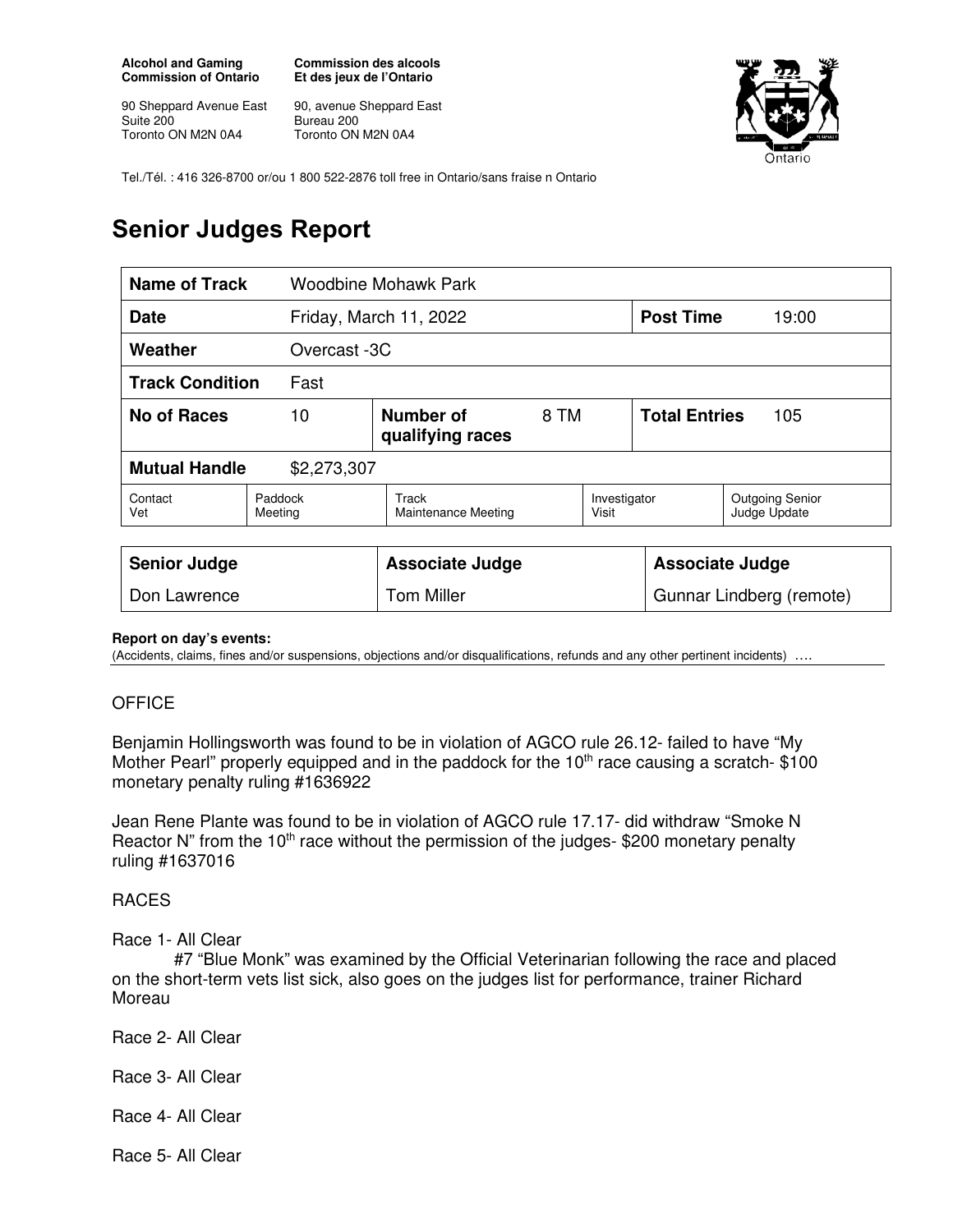**Alcohol and Gaming Commission of Ontario**

90 Sheppard Avenue East
Suite 200
Toronto ON M2N 0A4

**Commission des alcools Et des jeux de l'Ontario**

90, avenue Sheppard East
Bureau 200
Toronto ON M2N 0A4

Tel./Tél. : 416 326-8700 or/ou 1 800 522-2876 toll free in Ontario/sans fraise n Ontario

# Senior Judges Report

| **Name of Track** | Woodbine Mohawk Park | | | | |
|---|---|---|---|---|---|
| **Date** | Friday, March 11, 2022 | | | **Post Time** | 19:00 |
| **Weather** | Overcast -3C | | | | |
| **Track Condition** | Fast | | | | |
| **No of Races** | 10 | **Number of qualifying races** | 8 TM | **Total Entries** | 105 |
| **Mutual Handle** | $2,273,307 | | | | |
| Contact Vet | Paddock Meeting | Track Maintenance Meeting | Investigator Visit | Outgoing Senior Judge Update | |

| **Senior Judge** | **Associate Judge** | **Associate Judge** |
|---|---|---|
| Don Lawrence | Tom Miller | Gunnar Lindberg (remote) |

**Report on day's events:**
(Accidents, claims, fines and/or suspensions, objections and/or disqualifications, refunds and any other pertinent incidents) ….

OFFICE

Benjamin Hollingsworth was found to be in violation of AGCO rule 26.12- failed to have "My Mother Pearl" properly equipped and in the paddock for the 10th race causing a scratch- $100 monetary penalty ruling #1636922

Jean Rene Plante was found to be in violation of AGCO rule 17.17- did withdraw "Smoke N Reactor N" from the 10th race without the permission of the judges- $200 monetary penalty ruling #1637016

RACES

Race 1- All Clear
#7 "Blue Monk" was examined by the Official Veterinarian following the race and placed on the short-term vets list sick, also goes on the judges list for performance, trainer Richard Moreau

Race 2- All Clear

Race 3- All Clear

Race 4- All Clear

Race 5- All Clear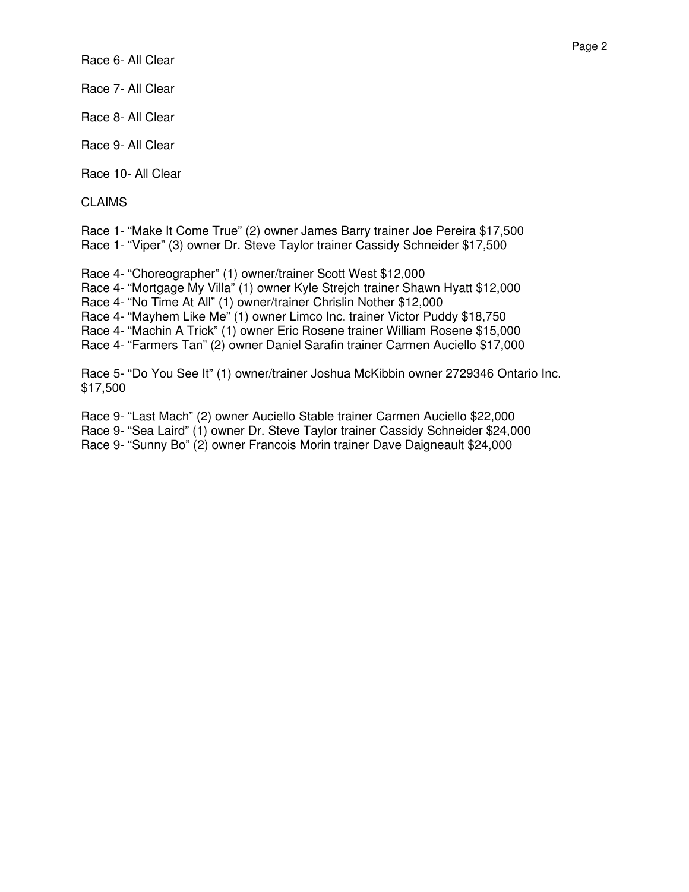Race 6- All Clear

Race 7- All Clear

Race 8- All Clear

Race 9- All Clear

Race 10- All Clear

CLAIMS

Race 1- "Make It Come True" (2) owner James Barry trainer Joe Pereira $17,500
Race 1- "Viper" (3) owner Dr. Steve Taylor trainer Cassidy Schneider $17,500

Race 4- "Choreographer" (1) owner/trainer Scott West $12,000
Race 4- "Mortgage My Villa" (1) owner Kyle Strejch trainer Shawn Hyatt $12,000
Race 4- "No Time At All" (1) owner/trainer Chrislin Nother $12,000
Race 4- "Mayhem Like Me" (1) owner Limco Inc. trainer Victor Puddy $18,750
Race 4- "Machin A Trick" (1) owner Eric Rosene trainer William Rosene $15,000
Race 4- "Farmers Tan" (2) owner Daniel Sarafin trainer Carmen Auciello $17,000

Race 5- "Do You See It" (1) owner/trainer Joshua McKibbin owner 2729346 Ontario Inc. $17,500

Race 9- "Last Mach" (2) owner Auciello Stable trainer Carmen Auciello $22,000
Race 9- "Sea Laird" (1) owner Dr. Steve Taylor trainer Cassidy Schneider $24,000
Race 9- "Sunny Bo" (2) owner Francois Morin trainer Dave Daigneault $24,000